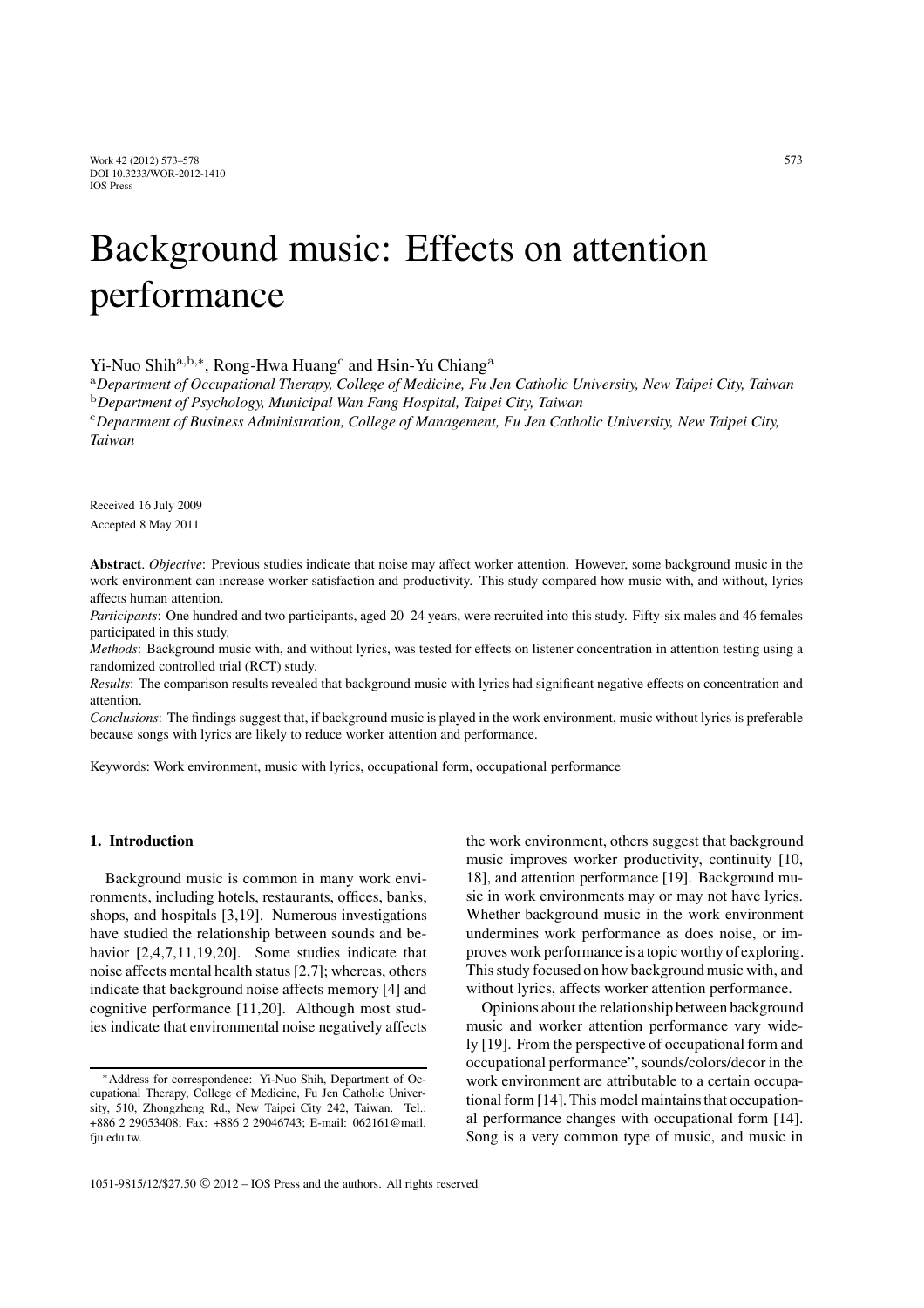# Background music: Effects on attention performance

Yi-Nuo Shih[a,b,*], Rong-Hwa Huang[c] and Hsin-Yu Chiang[a]

[a]*Department of Occupational Therapy, College of Medicine, Fu Jen Catholic University, New Taipei City, Taiwan*
[b]*Department of Psychology, Municipal Wan Fang Hospital, Taipei City, Taiwan*
[c]*Department of Business Administration, College of Management, Fu Jen Catholic University, New Taipei City, Taiwan*

Received 16 July 2009
Accepted 8 May 2011

**Abstract**. *Objective*: Previous studies indicate that noise may affect worker attention. However, some background music in the work environment can increase worker satisfaction and productivity. This study compared how music with, and without, lyrics affects human attention.

*Participants*: One hundred and two participants, aged 20–24 years, were recruited into this study. Fifty-six males and 46 females participated in this study.

*Methods*: Background music with, and without lyrics, was tested for effects on listener concentration in attention testing using a randomized controlled trial (RCT) study.

*Results*: The comparison results revealed that background music with lyrics had significant negative effects on concentration and attention.

*Conclusions*: The findings suggest that, if background music is played in the work environment, music without lyrics is preferable because songs with lyrics are likely to reduce worker attention and performance.

Keywords: Work environment, music with lyrics, occupational form, occupational performance

## 1. Introduction

Background music is common in many work environments, including hotels, restaurants, offices, banks, shops, and hospitals [3,19]. Numerous investigations have studied the relationship between sounds and behavior [2,4,7,11,19,20]. Some studies indicate that noise affects mental health status [2,7]; whereas, others indicate that background noise affects memory [4] and cognitive performance [11,20]. Although most studies indicate that environmental noise negatively affects the work environment, others suggest that background music improves worker productivity, continuity [10, 18], and attention performance [19]. Background music in work environments may or may not have lyrics. Whether background music in the work environment undermines work performance as does noise, or improves work performance is a topic worthy of exploring. This study focused on how background music with, and without lyrics, affects worker attention performance.

Opinions about the relationship between background music and worker attention performance vary widely [19]. From the perspective of occupational form and occupational performance", sounds/colors/decor in the work environment are attributable to a certain occupational form [14]. This model maintains that occupational performance changes with occupational form [14]. Song is a very common type of music, and music in

*Address for correspondence: Yi-Nuo Shih, Department of Occupational Therapy, College of Medicine, Fu Jen Catholic University, 510, Zhongzheng Rd., New Taipei City 242, Taiwan. Tel.: +886 2 29053408; Fax: +886 2 29046743; E-mail: 062161@mail.fju.edu.tw.

1051-9815/12/$27.50 © 2012 – IOS Press and the authors. All rights reserved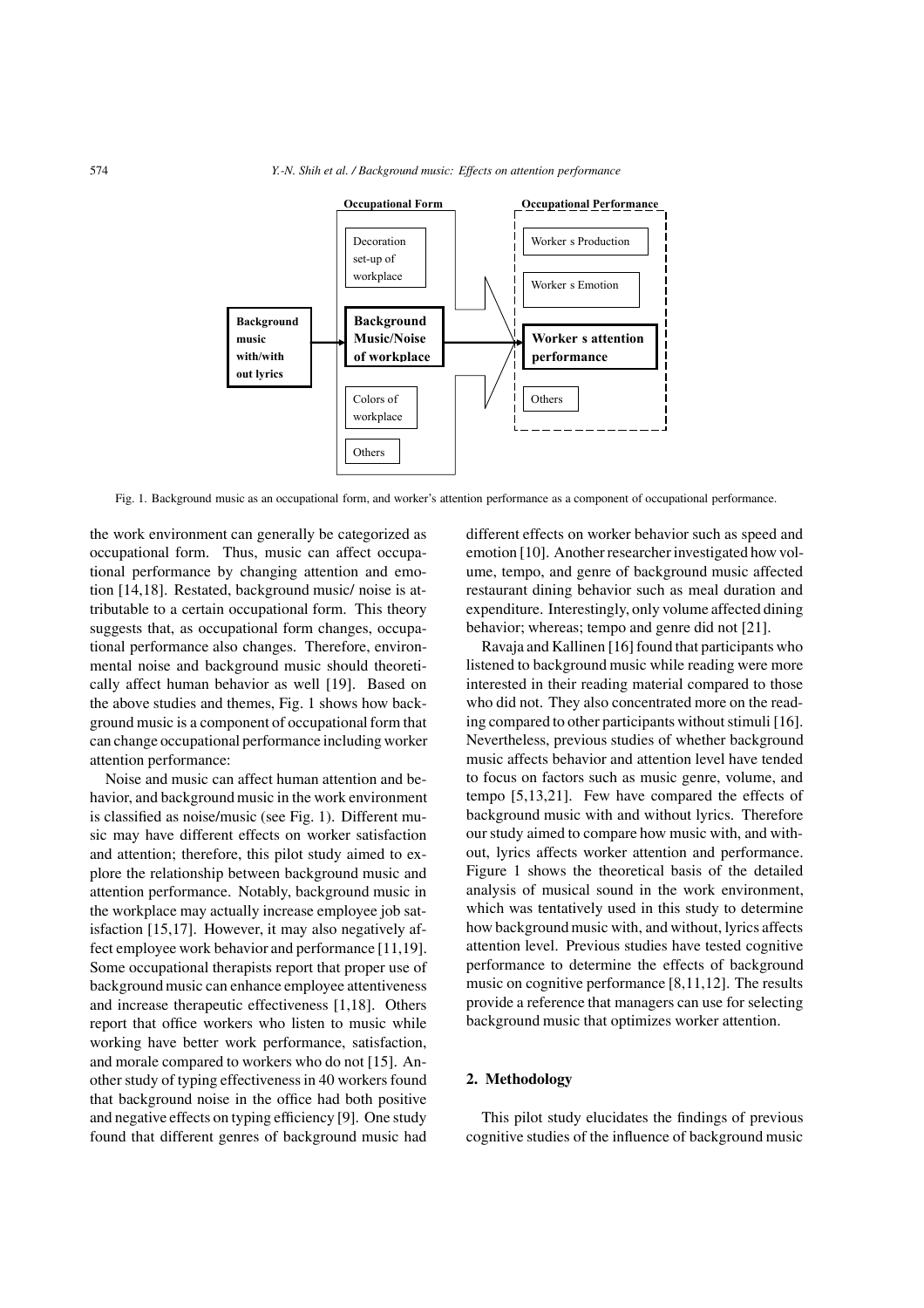Fig. 1. Background music as an occupational form, and worker's attention performance as a component of occupational performance.

the work environment can generally be categorized as occupational form. Thus, music can affect occupational performance by changing attention and emotion [14,18]. Restated, background music/ noise is attributable to a certain occupational form. This theory suggests that, as occupational form changes, occupational performance also changes. Therefore, environmental noise and background music should theoretically affect human behavior as well [19]. Based on the above studies and themes, Fig. 1 shows how background music is a component of occupational form that can change occupational performance including worker attention performance:

Noise and music can affect human attention and behavior, and background music in the work environment is classified as noise/music (see Fig. 1). Different music may have different effects on worker satisfaction and attention; therefore, this pilot study aimed to explore the relationship between background music and attention performance. Notably, background music in the workplace may actually increase employee job satisfaction [15,17]. However, it may also negatively affect employee work behavior and performance [11,19]. Some occupational therapists report that proper use of background music can enhance employee attentiveness and increase therapeutic effectiveness [1,18]. Others report that office workers who listen to music while working have better work performance, satisfaction, and morale compared to workers who do not [15]. Another study of typing effectiveness in 40 workers found that background noise in the office had both positive and negative effects on typing efficiency [9]. One study found that different genres of background music had different effects on worker behavior such as speed and emotion [10]. Another researcher investigated how volume, tempo, and genre of background music affected restaurant dining behavior such as meal duration and expenditure. Interestingly, only volume affected dining behavior; whereas; tempo and genre did not [21].

Ravaja and Kallinen [16] found that participants who listened to background music while reading were more interested in their reading material compared to those who did not. They also concentrated more on the reading compared to other participants without stimuli [16]. Nevertheless, previous studies of whether background music affects behavior and attention level have tended to focus on factors such as music genre, volume, and tempo [5,13,21]. Few have compared the effects of background music with and without lyrics. Therefore our study aimed to compare how music with, and without, lyrics affects worker attention and performance. Figure 1 shows the theoretical basis of the detailed analysis of musical sound in the work environment, which was tentatively used in this study to determine how background music with, and without, lyrics affects attention level. Previous studies have tested cognitive performance to determine the effects of background music on cognitive performance [8,11,12]. The results provide a reference that managers can use for selecting background music that optimizes worker attention.

## 2. Methodology

This pilot study elucidates the findings of previous cognitive studies of the influence of background music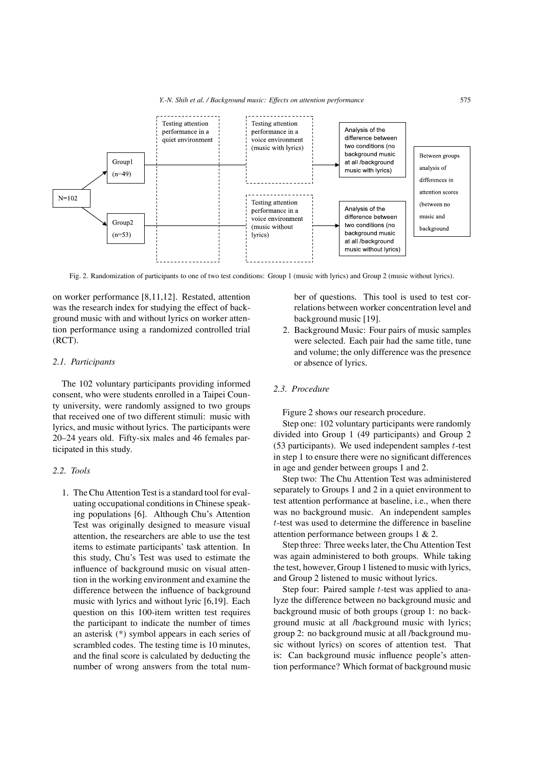Testing attention performance in a quiet environment

Testing attention performance in a voice environment (music with lyrics)

Testing attention performance in a voice environment (music without lyrics)

N=102

Group1 (n=49)

Group2 (n=53)

Analysis of the difference between two conditions (no background music at all /background music with lyrics)

Analysis of the difference between two conditions (no background music at all /background music without lyrics)

Between groups analysis of differences in attention scores (between no music and background

Fig. 2. Randomization of participants to one of two test conditions: Group 1 (music with lyrics) and Group 2 (music without lyrics).

on worker performance [8,11,12]. Restated, attention was the research index for studying the effect of background music with and without lyrics on worker attention performance using a randomized controlled trial (RCT).

### 2.1. Participants

The 102 voluntary participants providing informed consent, who were students enrolled in a Taipei County university, were randomly assigned to two groups that received one of two different stimuli: music with lyrics, and music without lyrics. The participants were 20–24 years old. Fifty-six males and 46 females participated in this study.

### 2.2. Tools

1. The Chu Attention Test is a standard tool for evaluating occupational conditions in Chinese speaking populations [6]. Although Chu's Attention Test was originally designed to measure visual attention, the researchers are able to use the test items to estimate participants' task attention. In this study, Chu's Test was used to estimate the influence of background music on visual attention in the working environment and examine the difference between the influence of background music with lyrics and without lyric [6,19]. Each question on this 100-item written test requires the participant to indicate the number of times an asterisk (*) symbol appears in each series of scrambled codes. The testing time is 10 minutes, and the final score is calculated by deducting the number of wrong answers from the total number of questions. This tool is used to test correlations between worker concentration level and background music [19].
2. Background Music: Four pairs of music samples were selected. Each pair had the same title, tune and volume; the only difference was the presence or absence of lyrics.

### 2.3. Procedure

Figure 2 shows our research procedure.

Step one: 102 voluntary participants were randomly divided into Group 1 (49 participants) and Group 2 (53 participants). We used independent samples $t$-test in step 1 to ensure there were no significant differences in age and gender between groups 1 and 2.

Step two: The Chu Attention Test was administered separately to Groups 1 and 2 in a quiet environment to test attention performance at baseline, i.e., when there was no background music. An independent samples $t$-test was used to determine the difference in baseline attention performance between groups 1 & 2.

Step three: Three weeks later, the Chu Attention Test was again administered to both groups. While taking the test, however, Group 1 listened to music with lyrics, and Group 2 listened to music without lyrics.

Step four: Paired sample $t$-test was applied to analyze the difference between no background music and background music of both groups (group 1: no background music at all /background music with lyrics; group 2: no background music at all /background music without lyrics) on scores of attention test. That is: Can background music influence people's attention performance? Which format of background music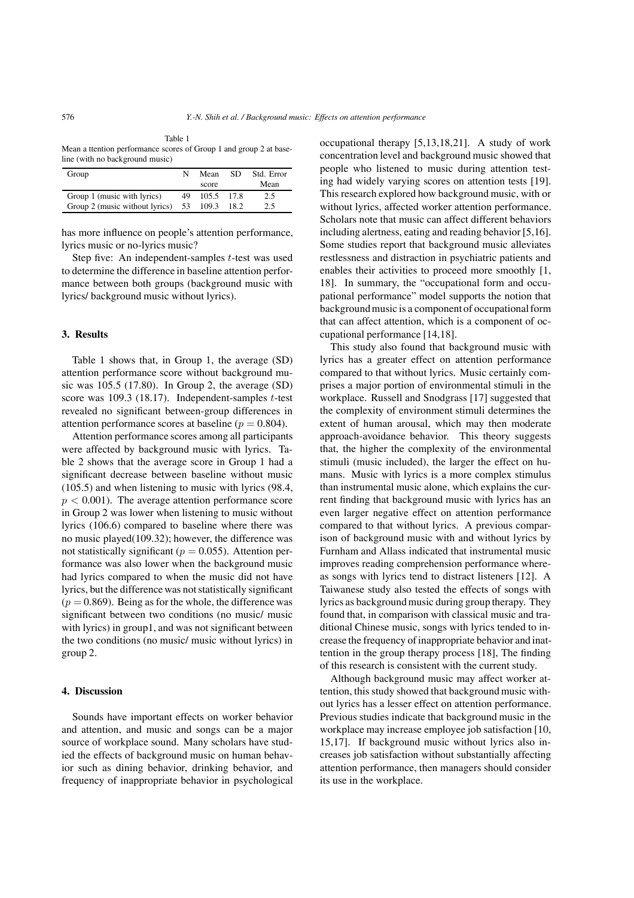Table 1
Mean a ttention performance scores of Group 1 and group 2 at baseline (with no background music)

| Group | N | Mean score | SD | Std. Error Mean |
|---|---|---|---|---|
| Group 1 (music with lyrics) | 49 | 105.5 | 17.8 | 2.5 |
| Group 2 (music without lyrics) | 53 | 109.3 | 18.2 | 2.5 |

has more influence on people's attention performance, lyrics music or no-lyrics music?

Step five: An independent-samples $t$-test was used to determine the difference in baseline attention performance between both groups (background music with lyrics/ background music without lyrics).

## 3. Results

Table 1 shows that, in Group 1, the average (SD) attention performance score without background music was 105.5 (17.80). In Group 2, the average (SD) score was 109.3 (18.17). Independent-samples $t$-test revealed no significant between-group differences in attention performance scores at baseline ($p = 0.804$).

Attention performance scores among all participants were affected by background music with lyrics. Table 2 shows that the average score in Group 1 had a significant decrease between baseline without music (105.5) and when listening to music with lyrics (98.4, $p < 0.001$). The average attention performance score in Group 2 was lower when listening to music without lyrics (106.6) compared to baseline where there was no music played(109.32); however, the difference was not statistically significant ($p = 0.055$). Attention performance was also lower when the background music had lyrics compared to when the music did not have lyrics, but the difference was not statistically significant ($p = 0.869$). Being as for the whole, the difference was significant between two conditions (no music/ music with lyrics) in group1, and was not significant between the two conditions (no music/ music without lyrics) in group 2.

## 4. Discussion

Sounds have important effects on worker behavior and attention, and music and songs can be a major source of workplace sound. Many scholars have studied the effects of background music on human behavior such as dining behavior, drinking behavior, and frequency of inappropriate behavior in psychological occupational therapy [5,13,18,21]. A study of work concentration level and background music showed that people who listened to music during attention testing had widely varying scores on attention tests [19]. This research explored how background music, with or without lyrics, affected worker attention performance. Scholars note that music can affect different behaviors including alertness, eating and reading behavior [5,16]. Some studies report that background music alleviates restlessness and distraction in psychiatric patients and enables their activities to proceed more smoothly [1, 18]. In summary, the "occupational form and occupational performance" model supports the notion that background music is a component of occupational form that can affect attention, which is a component of occupational performance [14,18].

This study also found that background music with lyrics has a greater effect on attention performance compared to that without lyrics. Music certainly comprises a major portion of environmental stimuli in the workplace. Russell and Snodgrass [17] suggested that the complexity of environment stimuli determines the extent of human arousal, which may then moderate approach-avoidance behavior. This theory suggests that, the higher the complexity of the environmental stimuli (music included), the larger the effect on humans. Music with lyrics is a more complex stimulus than instrumental music alone, which explains the current finding that background music with lyrics has an even larger negative effect on attention performance compared to that without lyrics. A previous comparison of background music with and without lyrics by Furnham and Allass indicated that instrumental music improves reading comprehension performance whereas songs with lyrics tend to distract listeners [12]. A Taiwanese study also tested the effects of songs with lyrics as background music during group therapy. They found that, in comparison with classical music and traditional Chinese music, songs with lyrics tended to increase the frequency of inappropriate behavior and inattention in the group therapy process [18], The finding of this research is consistent with the current study.

Although background music may affect worker attention, this study showed that background music without lyrics has a lesser effect on attention performance. Previous studies indicate that background music in the workplace may increase employee job satisfaction [10, 15,17]. If background music without lyrics also increases job satisfaction without substantially affecting attention performance, then managers should consider its use in the workplace.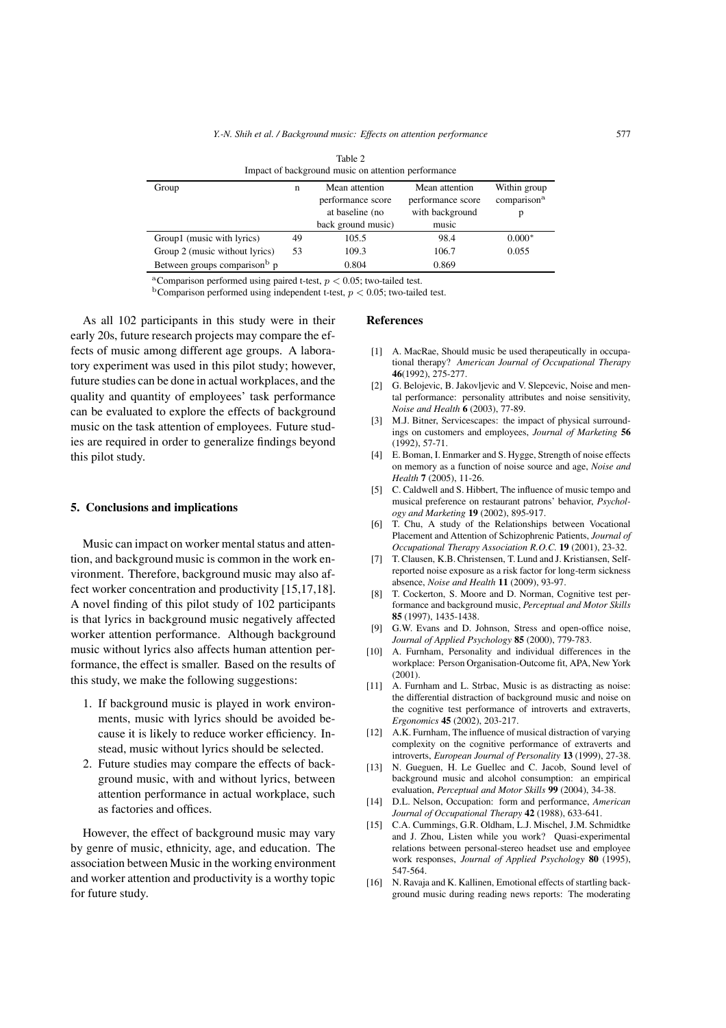Table 2
Impact of background music on attention performance

| Group | n | Mean attention performance score at baseline (no back ground music) | Mean attention performance score with background music | Within group comparison[a] p |
|---|---|---|---|---|
| Group1 (music with lyrics) | 49 | 105.5 | 98.4 | 0.000* |
| Group 2 (music without lyrics) | 53 | 109.3 | 106.7 | 0.055 |
| Between groups comparison[b] p | | 0.804 | 0.869 | |

[a]Comparison performed using paired t-test, $p < 0.05$; two-tailed test.
[b]Comparison performed using independent t-test, $p < 0.05$; two-tailed test.

As all 102 participants in this study were in their early 20s, future research projects may compare the effects of music among different age groups. A laboratory experiment was used in this pilot study; however, future studies can be done in actual workplaces, and the quality and quantity of employees' task performance can be evaluated to explore the effects of background music on the task attention of employees. Future studies are required in order to generalize findings beyond this pilot study.

## 5. Conclusions and implications

Music can impact on worker mental status and attention, and background music is common in the work environment. Therefore, background music may also affect worker concentration and productivity [15,17,18]. A novel finding of this pilot study of 102 participants is that lyrics in background music negatively affected worker attention performance. Although background music without lyrics also affects human attention performance, the effect is smaller. Based on the results of this study, we make the following suggestions:

1. If background music is played in work environments, music with lyrics should be avoided because it is likely to reduce worker efficiency. Instead, music without lyrics should be selected.
2. Future studies may compare the effects of background music, with and without lyrics, between attention performance in actual workplace, such as factories and offices.

However, the effect of background music may vary by genre of music, ethnicity, age, and education. The association between Music in the working environment and worker attention and productivity is a worthy topic for future study.

## References

[1] A. MacRae, Should music be used therapeutically in occupational therapy? *American Journal of Occupational Therapy* **46**(1992), 275-277.

[2] G. Belojevic, B. Jakovljevic and V. Slepcevic, Noise and mental performance: personality attributes and noise sensitivity, *Noise and Health* **6** (2003), 77-89.

[3] M.J. Bitner, Servicescapes: the impact of physical surroundings on customers and employees, *Journal of Marketing* **56** (1992), 57-71.

[4] E. Boman, I. Enmarker and S. Hygge, Strength of noise effects on memory as a function of noise source and age, *Noise and Health* **7** (2005), 11-26.

[5] C. Caldwell and S. Hibbert, The influence of music tempo and musical preference on restaurant patrons' behavior, *Psychology and Marketing* **19** (2002), 895-917.

[6] T. Chu, A study of the Relationships between Vocational Placement and Attention of Schizophrenic Patients, *Journal of Occupational Therapy Association R.O.C.* **19** (2001), 23-32.

[7] T. Clausen, K.B. Christensen, T. Lund and J. Kristiansen, Self-reported noise exposure as a risk factor for long-term sickness absence, *Noise and Health* **11** (2009), 93-97.

[8] T. Cockerton, S. Moore and D. Norman, Cognitive test performance and background music, *Perceptual and Motor Skills* **85** (1997), 1435-1438.

[9] G.W. Evans and D. Johnson, Stress and open-office noise, *Journal of Applied Psychology* **85** (2000), 779-783.

[10] A. Furnham, Personality and individual differences in the workplace: Person Organisation-Outcome fit, APA, New York (2001).

[11] A. Furnham and L. Strbac, Music is as distracting as noise: the differential distraction of background music and noise on the cognitive test performance of introverts and extraverts, *Ergonomics* **45** (2002), 203-217.

[12] A.K. Furnham, The influence of musical distraction of varying complexity on the cognitive performance of extraverts and introverts, *European Journal of Personality* **13** (1999), 27-38.

[13] N. Gueguen, H. Le Guellec and C. Jacob, Sound level of background music and alcohol consumption: an empirical evaluation, *Perceptual and Motor Skills* **99** (2004), 34-38.

[14] D.L. Nelson, Occupation: form and performance, *American Journal of Occupational Therapy* **42** (1988), 633-641.

[15] C.A. Cummings, G.R. Oldham, L.J. Mischel, J.M. Schmidtke and J. Zhou, Listen while you work? Quasi-experimental relations between personal-stereo headset use and employee work responses, *Journal of Applied Psychology* **80** (1995), 547-564.

[16] N. Ravaja and K. Kallinen, Emotional effects of startling background music during reading news reports: The moderating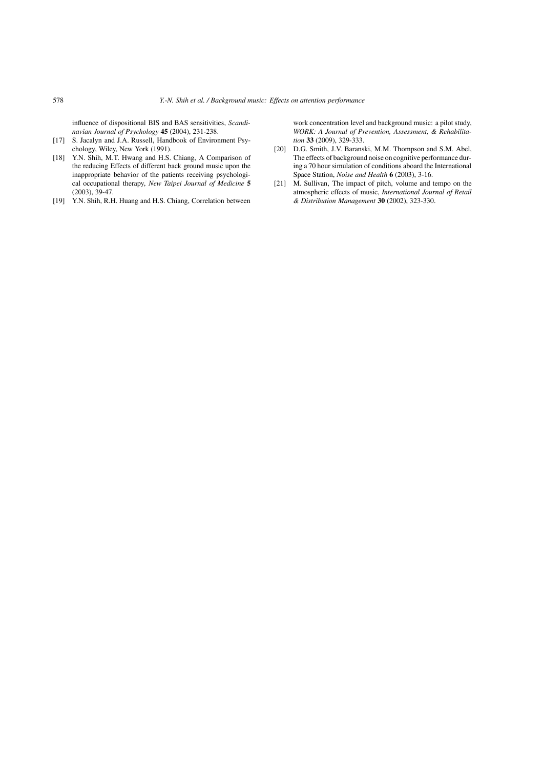influence of dispositional BIS and BAS sensitivities, *Scandinavian Journal of Psychology* **45** (2004), 231-238.

[17] S. Jacalyn and J.A. Russell, Handbook of Environment Psychology, Wiley, New York (1991).

[18] Y.N. Shih, M.T. Hwang and H.S. Chiang, A Comparison of the reducing Effects of different back ground music upon the inappropriate behavior of the patients receiving psychological occupational therapy, *New Taipei Journal of Medicine* **5** (2003), 39-47.

[19] Y.N. Shih, R.H. Huang and H.S. Chiang, Correlation between work concentration level and background music: a pilot study, *WORK: A Journal of Prevention, Assessment, & Rehabilitation* **33** (2009), 329-333.

[20] D.G. Smith, J.V. Baranski, M.M. Thompson and S.M. Abel, The effects of background noise on cognitive performance during a 70 hour simulation of conditions aboard the International Space Station, *Noise and Health* **6** (2003), 3-16.

[21] M. Sullivan, The impact of pitch, volume and tempo on the atmospheric effects of music, *International Journal of Retail & Distribution Management* **30** (2002), 323-330.